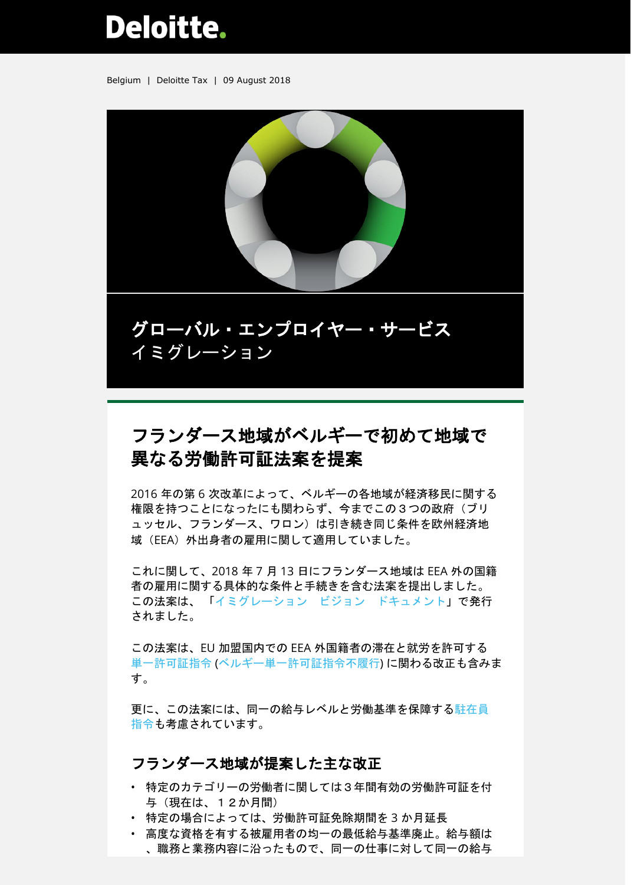Deloitte.

Belgium | Deloitte Tax | 09 August 2018

グローバル・エンプロイヤー・サービス
イミグレーション

# フランダース地域がベルギーで初めて地域で異なる労働許可証法案を提案

2016 年の第 6 次改革によって、ベルギーの各地域が経済移民に関する権限を持つことになったにも関わらず、今までこの３つの政府（ブリュッセル、フランダース、ワロン）は引き続き同じ条件を欧州経済地域（EEA）外出身者の雇用に関して適用していました。

これに関して、2018 年 7 月 13 日にフランダース地域は EEA 外の国籍者の雇用に関する具体的な条件と手続きを含む法案を提出しました。この法案は、「イミグレーション　ビジョン　ドキュメント」で発行されました。

この法案は、EU 加盟国内での EEA 外国籍者の滞在と就労を許可する単一許可証指令 (ベルギー単一許可証指令不履行) に関わる改正も含みます。

更に、この法案には、同一の給与レベルと労働基準を保障する駐在員指令も考慮されています。

## フランダース地域が提案した主な改正

- 特定のカテゴリーの労働者に関しては３年間有効の労働許可証を付与（現在は、１２か月間）
- 特定の場合によっては、労働許可証免除期間を 3 か月延長
- 高度な資格を有する被雇用者の均一の最低給与基準廃止。給与額は、職務と業務内容に沿ったもので、同一の仕事に対して同一の給与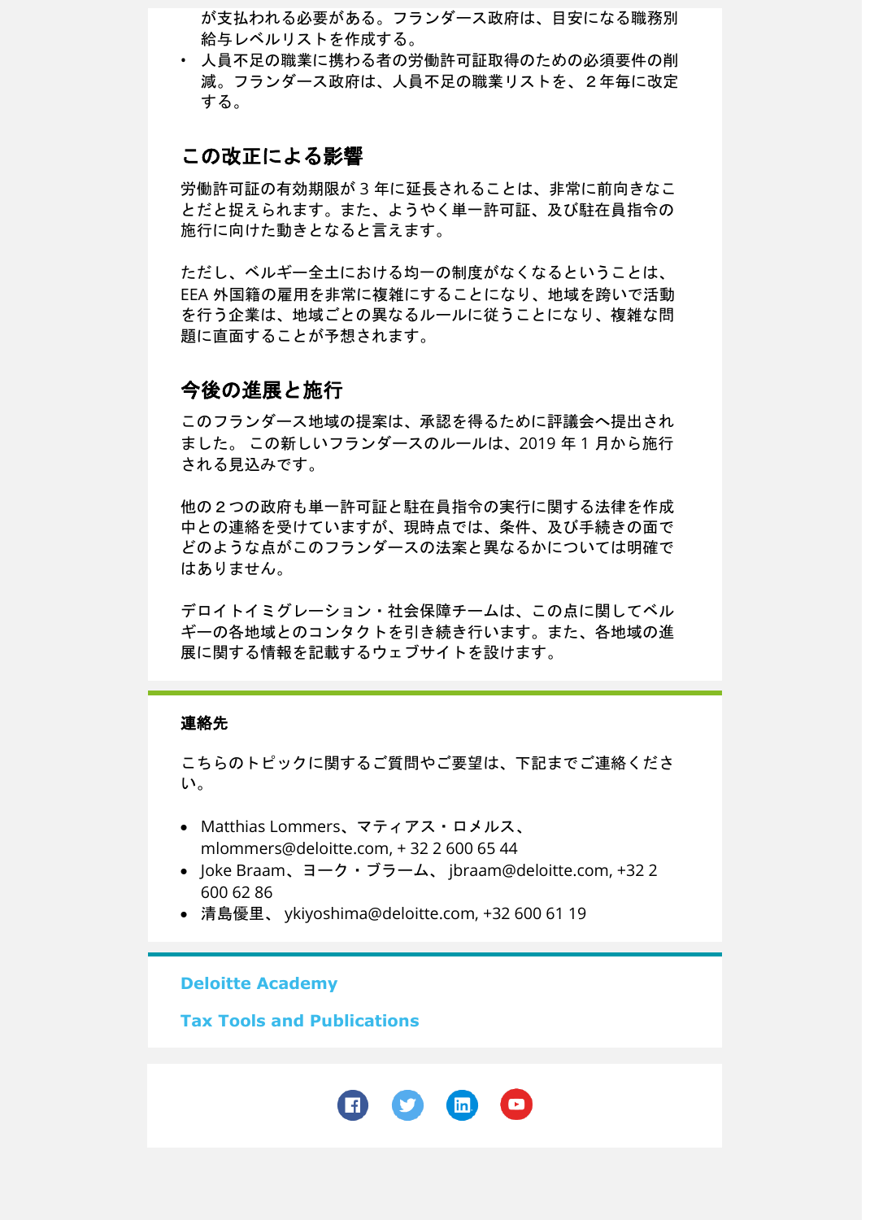が支払われる必要がある。フランダース政府は、目安になる職務別給与レベルリストを作成する。

- 人員不足の職業に携わる者の労働許可証取得のための必須要件の削減。フランダース政府は、人員不足の職業リストを、２年毎に改定する。

## この改正による影響

労働許可証の有効期限が 3 年に延長されることは、非常に前向きなことだと捉えられます。また、ようやく単一許可証、及び駐在員指令の施行に向けた動きとなると言えます。

ただし、ベルギー全土における均一の制度がなくなるということは、EEA 外国籍の雇用を非常に複雑にすることになり、地域を跨いで活動を行う企業は、地域ごとの異なるルールに従うことになり、複雑な問題に直面することが予想されます。

## 今後の進展と施行

このフランダース地域の提案は、承認を得るために評議会へ提出されました。 この新しいフランダースのルールは、2019 年 1 月から施行される見込みです。

他の２つの政府も単一許可証と駐在員指令の実行に関する法律を作成中との連絡を受けていますが、現時点では、条件、及び手続きの面でどのような点がこのフランダースの法案と異なるかについては明確ではありません。

デロイトイミグレーション・社会保障チームは、この点に関してベルギーの各地域とのコンタクトを引き続き行います。また、各地域の進展に関する情報を記載するウェブサイトを設けます。

**連絡先**

こちらのトピックに関するご質問やご要望は、下記までご連絡ください。

- Matthias Lommers、マティアス・ロメルス、mlommers@deloitte.com, + 32 2 600 65 44
- Joke Braam、ヨーク・ブラーム、 jbraam@deloitte.com, +32 2 600 62 86
- 清島優里、 ykiyoshima@deloitte.com, +32 600 61 19

**Deloitte Academy**

**Tax Tools and Publications**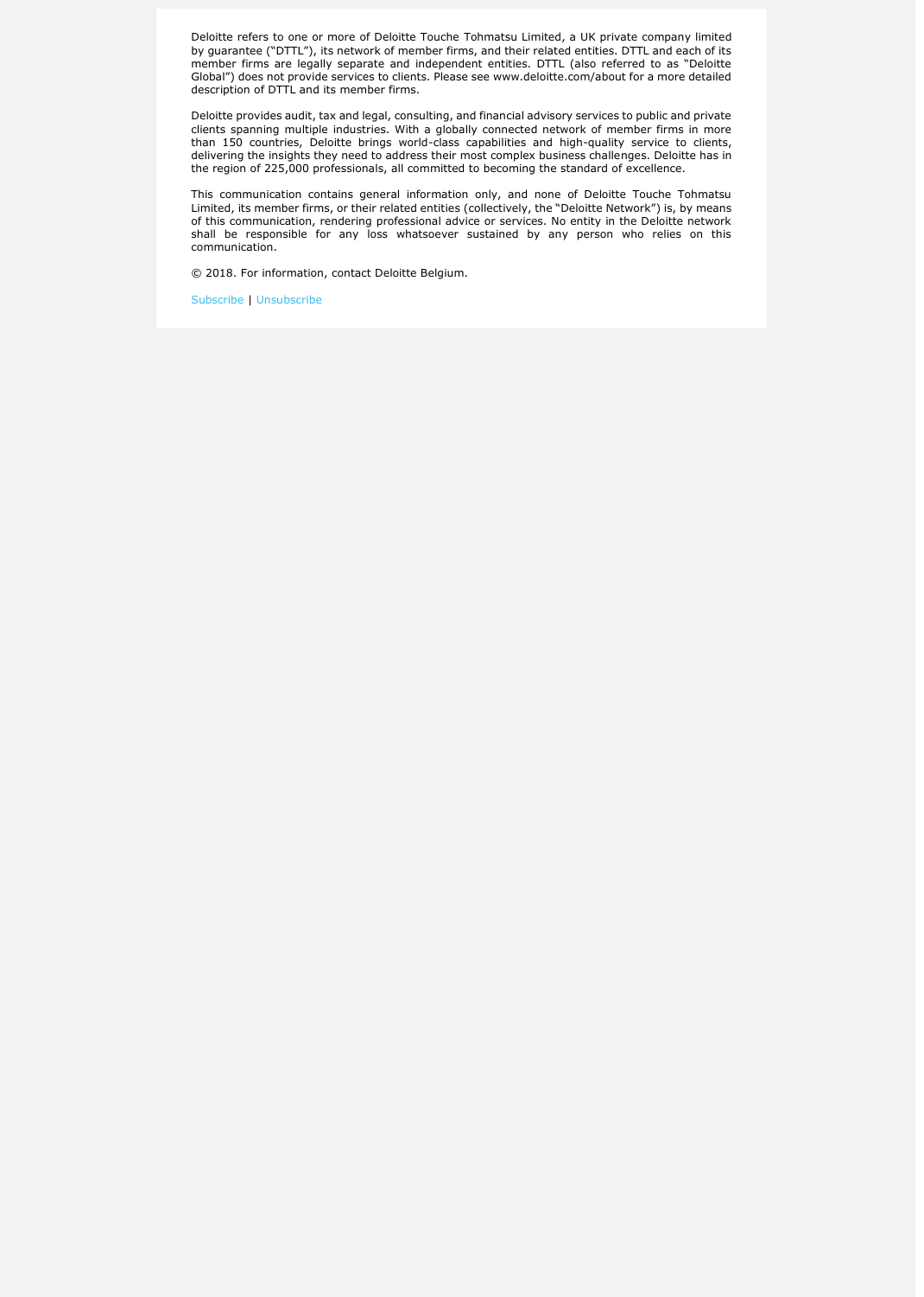Deloitte refers to one or more of Deloitte Touche Tohmatsu Limited, a UK private company limited by guarantee ("DTTL"), its network of member firms, and their related entities. DTTL and each of its member firms are legally separate and independent entities. DTTL (also referred to as "Deloitte Global") does not provide services to clients. Please see www.deloitte.com/about for a more detailed description of DTTL and its member firms.

Deloitte provides audit, tax and legal, consulting, and financial advisory services to public and private clients spanning multiple industries. With a globally connected network of member firms in more than 150 countries, Deloitte brings world-class capabilities and high-quality service to clients, delivering the insights they need to address their most complex business challenges. Deloitte has in the region of 225,000 professionals, all committed to becoming the standard of excellence.

This communication contains general information only, and none of Deloitte Touche Tohmatsu Limited, its member firms, or their related entities (collectively, the "Deloitte Network") is, by means of this communication, rendering professional advice or services. No entity in the Deloitte network shall be responsible for any loss whatsoever sustained by any person who relies on this communication.

© 2018. For information, contact Deloitte Belgium.

Subscribe | Unsubscribe